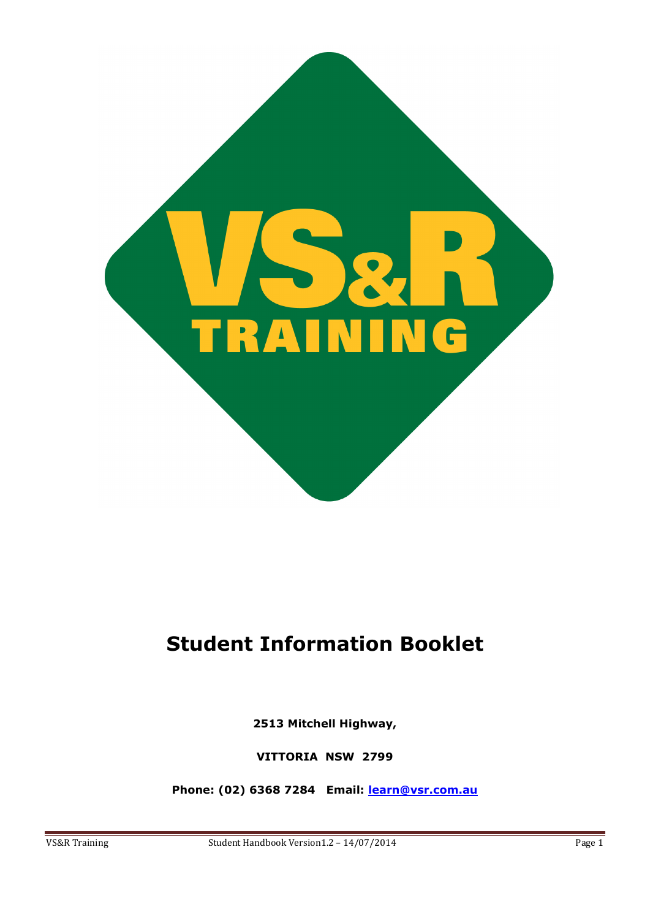# Student Information Booklet

**2513 Mitchell Highway,**

**VITTORIA NSW 2799**

**Phone: (02) 6368 7284 Email: learn@vsr.com.au**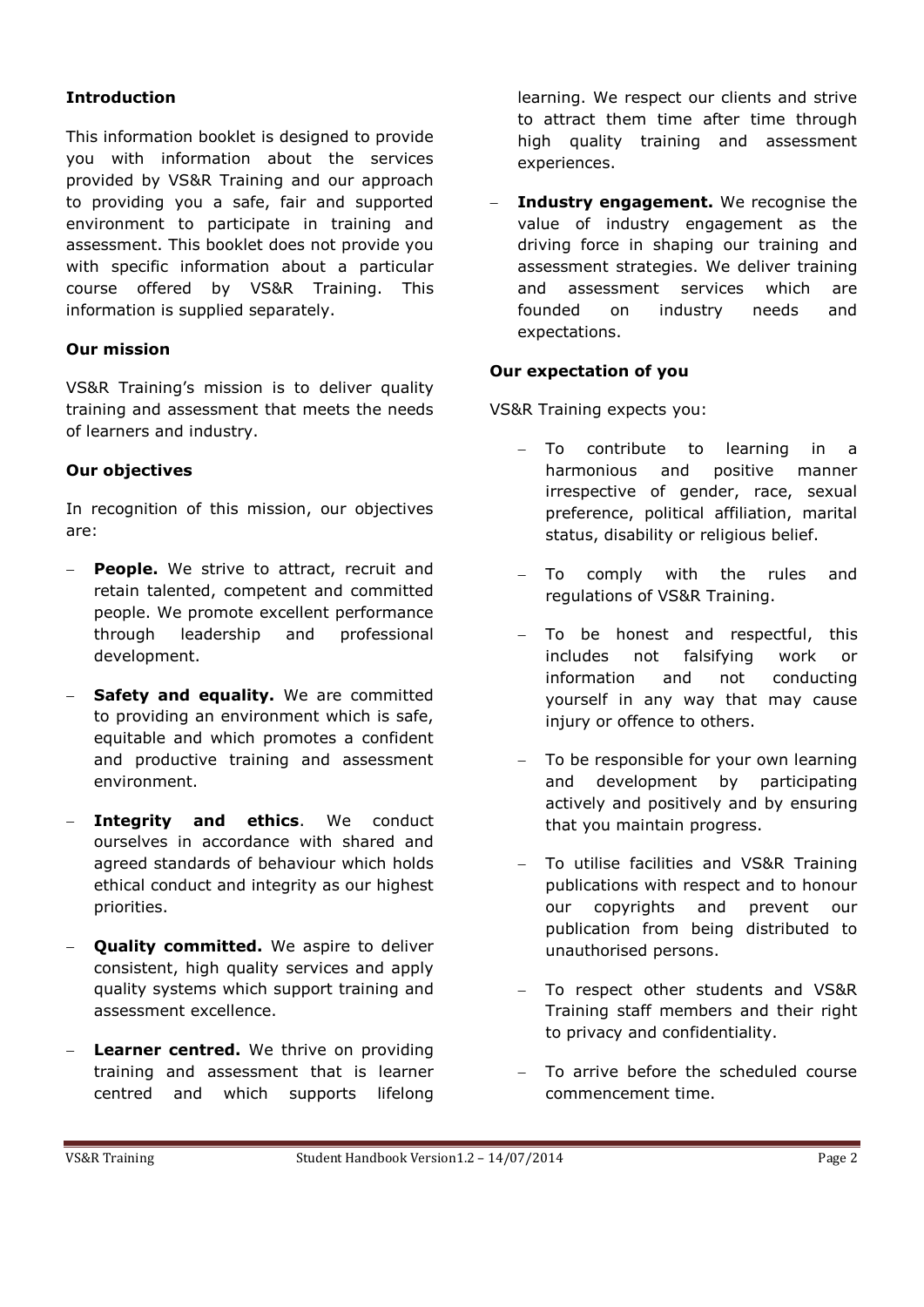## Introduction

This information booklet is designed to provide you with information about the services provided by VS&R Training and our approach to providing you a safe, fair and supported environment to participate in training and assessment. This booklet does not provide you with specific information about a particular course offered by VS&R Training. This information is supplied separately.

## Our mission

VS&R Training's mission is to deliver quality training and assessment that meets the needs of learners and industry.

## Our objectives

In recognition of this mission, our objectives are:

- **People.** We strive to attract, recruit and retain talented, competent and committed people. We promote excellent performance through leadership and professional development.
- **Safety and equality.** We are committed to providing an environment which is safe, equitable and which promotes a confident and productive training and assessment environment.
- **Integrity and ethics**. We conduct ourselves in accordance with shared and agreed standards of behaviour which holds ethical conduct and integrity as our highest priorities.
- **Quality committed.** We aspire to deliver consistent, high quality services and apply quality systems which support training and assessment excellence.
- **Learner centred.** We thrive on providing training and assessment that is learner centred and which supports lifelong learning. We respect our clients and strive to attract them time after time through high quality training and assessment experiences.
- **Industry engagement.** We recognise the value of industry engagement as the driving force in shaping our training and assessment strategies. We deliver training and assessment services which are founded on industry needs and expectations.

## Our expectation of you

VS&R Training expects you:

- To contribute to learning in a harmonious and positive manner irrespective of gender, race, sexual preference, political affiliation, marital status, disability or religious belief.
- To comply with the rules and regulations of VS&R Training.
- To be honest and respectful, this includes not falsifying work or information and not conducting yourself in any way that may cause injury or offence to others.
- To be responsible for your own learning and development by participating actively and positively and by ensuring that you maintain progress.
- To utilise facilities and VS&R Training publications with respect and to honour our copyrights and prevent our publication from being distributed to unauthorised persons.
- To respect other students and VS&R Training staff members and their right to privacy and confidentiality.
- To arrive before the scheduled course commencement time.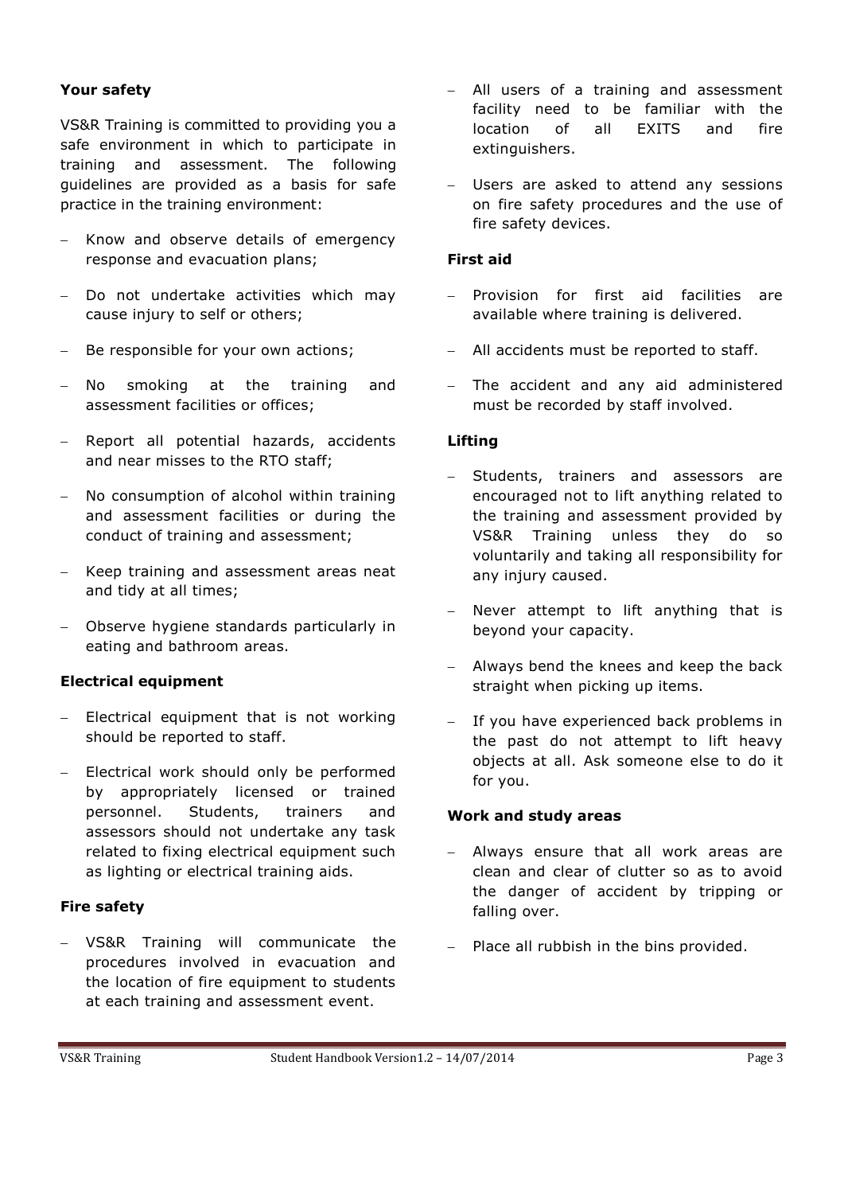### Your safety

VS&R Training is committed to providing you a safe environment in which to participate in training and assessment. The following guidelines are provided as a basis for safe practice in the training environment:

- Know and observe details of emergency response and evacuation plans;
- Do not undertake activities which may cause injury to self or others;
- Be responsible for your own actions;
- No smoking at the training and assessment facilities or offices;
- Report all potential hazards, accidents and near misses to the RTO staff;
- No consumption of alcohol within training and assessment facilities or during the conduct of training and assessment;
- Keep training and assessment areas neat and tidy at all times;
- Observe hygiene standards particularly in eating and bathroom areas.

### Electrical equipment

- Electrical equipment that is not working should be reported to staff.
- Electrical work should only be performed by appropriately licensed or trained personnel. Students, trainers and assessors should not undertake any task related to fixing electrical equipment such as lighting or electrical training aids.

### Fire safety

- VS&R Training will communicate the procedures involved in evacuation and the location of fire equipment to students at each training and assessment event.
- All users of a training and assessment facility need to be familiar with the location of all EXITS and fire extinguishers.
- Users are asked to attend any sessions on fire safety procedures and the use of fire safety devices.

### First aid

- Provision for first aid facilities are available where training is delivered.
- All accidents must be reported to staff.
- The accident and any aid administered must be recorded by staff involved.

### Lifting

- Students, trainers and assessors are encouraged not to lift anything related to the training and assessment provided by VS&R Training unless they do so voluntarily and taking all responsibility for any injury caused.
- Never attempt to lift anything that is beyond your capacity.
- Always bend the knees and keep the back straight when picking up items.
- If you have experienced back problems in the past do not attempt to lift heavy objects at all. Ask someone else to do it for you.

### Work and study areas

- Always ensure that all work areas are clean and clear of clutter so as to avoid the danger of accident by tripping or falling over.
- Place all rubbish in the bins provided.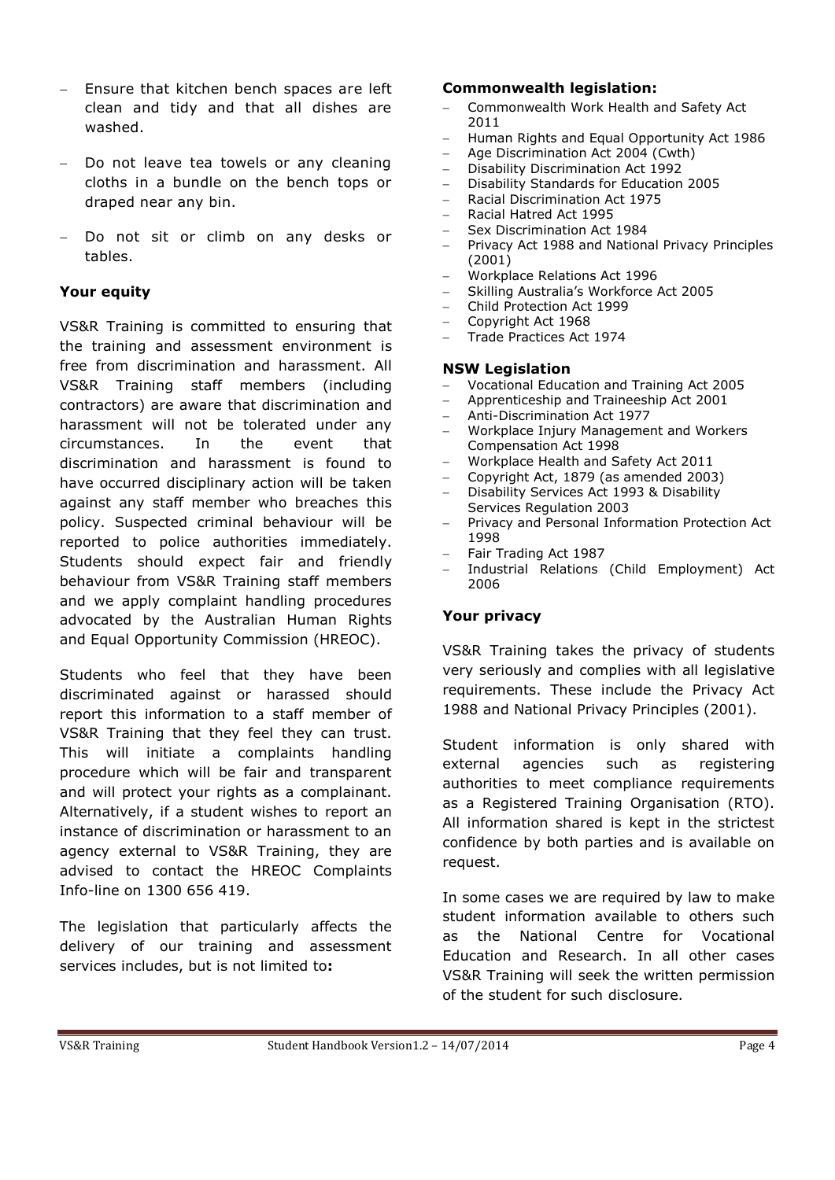- Ensure that kitchen bench spaces are left clean and tidy and that all dishes are washed.
- Do not leave tea towels or any cleaning cloths in a bundle on the bench tops or draped near any bin.
- Do not sit or climb on any desks or tables.

**Your equity**

VS&R Training is committed to ensuring that the training and assessment environment is free from discrimination and harassment. All VS&R Training staff members (including contractors) are aware that discrimination and harassment will not be tolerated under any circumstances. In the event that discrimination and harassment is found to have occurred disciplinary action will be taken against any staff member who breaches this policy. Suspected criminal behaviour will be reported to police authorities immediately. Students should expect fair and friendly behaviour from VS&R Training staff members and we apply complaint handling procedures advocated by the Australian Human Rights and Equal Opportunity Commission (HREOC).

Students who feel that they have been discriminated against or harassed should report this information to a staff member of VS&R Training that they feel they can trust. This will initiate a complaints handling procedure which will be fair and transparent and will protect your rights as a complainant. Alternatively, if a student wishes to report an instance of discrimination or harassment to an agency external to VS&R Training, they are advised to contact the HREOC Complaints Info-line on 1300 656 419.

The legislation that particularly affects the delivery of our training and assessment services includes, but is not limited to**:**

**Commonwealth legislation:**

- Commonwealth Work Health and Safety Act 2011
- Human Rights and Equal Opportunity Act 1986
- Age Discrimination Act 2004 (Cwth)
- Disability Discrimination Act 1992
- Disability Standards for Education 2005
- Racial Discrimination Act 1975
- Racial Hatred Act 1995
- Sex Discrimination Act 1984
- Privacy Act 1988 and National Privacy Principles (2001)
- Workplace Relations Act 1996
- Skilling Australia's Workforce Act 2005
- Child Protection Act 1999
- Copyright Act 1968
- Trade Practices Act 1974

**NSW Legislation**

- Vocational Education and Training Act 2005
- Apprenticeship and Traineeship Act 2001
- Anti-Discrimination Act 1977
- Workplace Injury Management and Workers Compensation Act 1998
- Workplace Health and Safety Act 2011
- Copyright Act, 1879 (as amended 2003)
- Disability Services Act 1993 & Disability Services Regulation 2003
- Privacy and Personal Information Protection Act 1998
- Fair Trading Act 1987
- Industrial Relations (Child Employment) Act 2006

**Your privacy**

VS&R Training takes the privacy of students very seriously and complies with all legislative requirements. These include the Privacy Act 1988 and National Privacy Principles (2001).

Student information is only shared with external agencies such as registering authorities to meet compliance requirements as a Registered Training Organisation (RTO). All information shared is kept in the strictest confidence by both parties and is available on request.

In some cases we are required by law to make student information available to others such as the National Centre for Vocational Education and Research. In all other cases VS&R Training will seek the written permission of the student for such disclosure.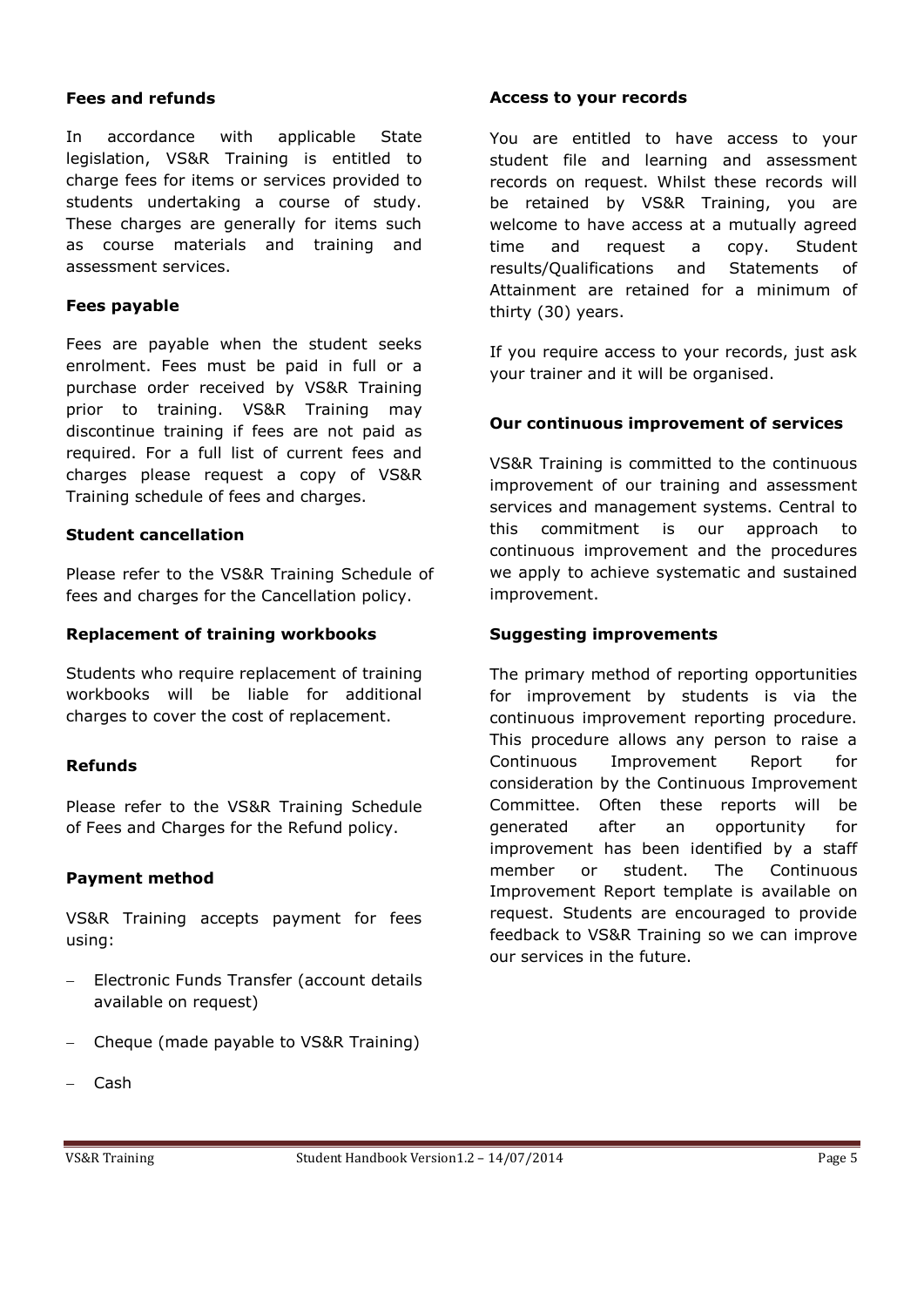**Fees and refunds**

In accordance with applicable State legislation, VS&R Training is entitled to charge fees for items or services provided to students undertaking a course of study. These charges are generally for items such as course materials and training and assessment services.

**Fees payable**

Fees are payable when the student seeks enrolment. Fees must be paid in full or a purchase order received by VS&R Training prior to training. VS&R Training may discontinue training if fees are not paid as required. For a full list of current fees and charges please request a copy of VS&R Training schedule of fees and charges.

**Student cancellation**

Please refer to the VS&R Training Schedule of fees and charges for the Cancellation policy.

**Replacement of training workbooks**

Students who require replacement of training workbooks will be liable for additional charges to cover the cost of replacement.

**Refunds**

Please refer to the VS&R Training Schedule of Fees and Charges for the Refund policy.

**Payment method**

VS&R Training accepts payment for fees using:

- Electronic Funds Transfer (account details available on request)
- Cheque (made payable to VS&R Training)
- Cash

**Access to your records**

You are entitled to have access to your student file and learning and assessment records on request. Whilst these records will be retained by VS&R Training, you are welcome to have access at a mutually agreed time and request a copy. Student results/Qualifications and Statements of Attainment are retained for a minimum of thirty (30) years.

If you require access to your records, just ask your trainer and it will be organised.

**Our continuous improvement of services**

VS&R Training is committed to the continuous improvement of our training and assessment services and management systems. Central to this commitment is our approach to continuous improvement and the procedures we apply to achieve systematic and sustained improvement.

**Suggesting improvements**

The primary method of reporting opportunities for improvement by students is via the continuous improvement reporting procedure. This procedure allows any person to raise a Continuous Improvement Report for consideration by the Continuous Improvement Committee. Often these reports will be generated after an opportunity for improvement has been identified by a staff member or student. The Continuous Improvement Report template is available on request. Students are encouraged to provide feedback to VS&R Training so we can improve our services in the future.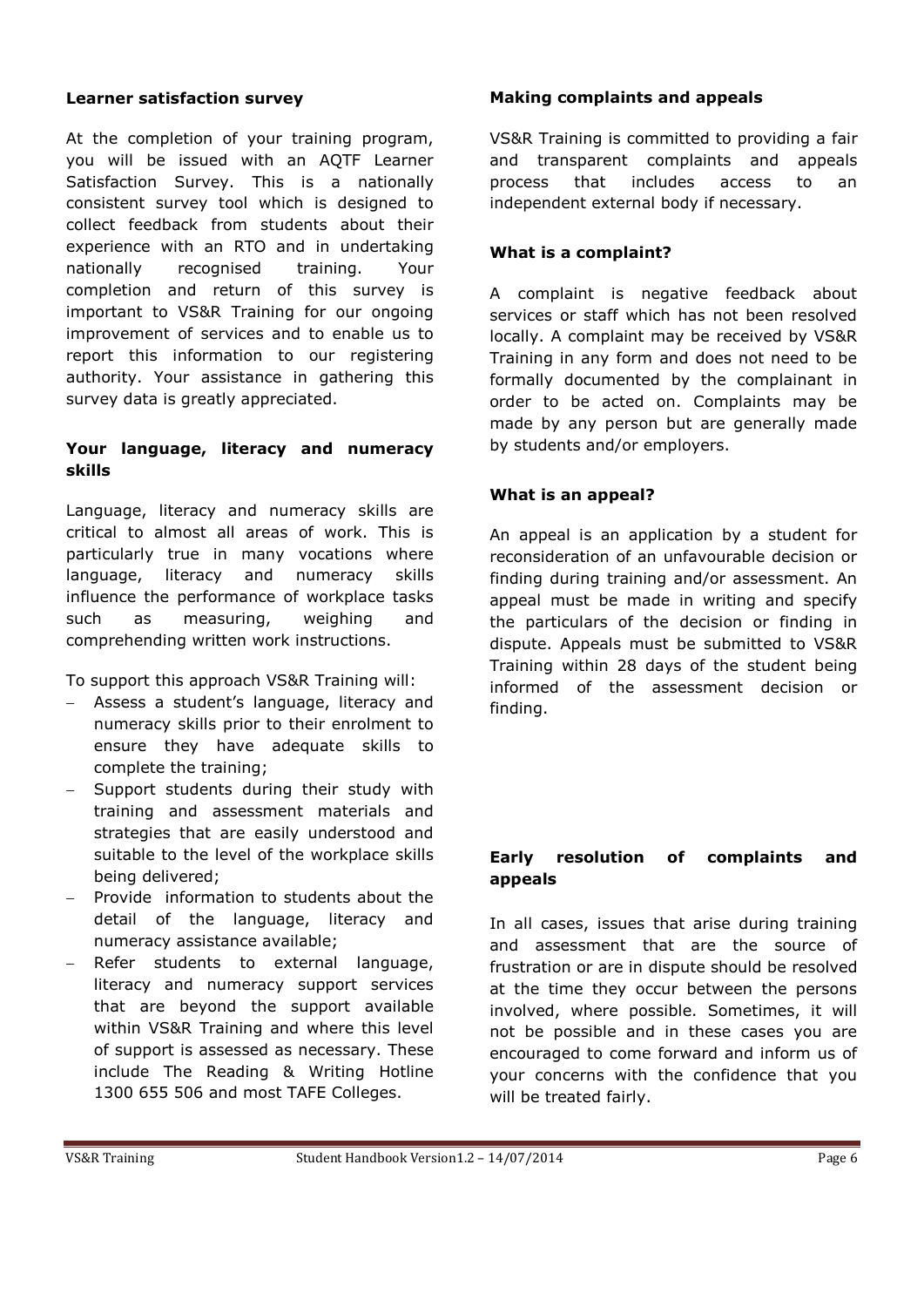### Learner satisfaction survey

At the completion of your training program, you will be issued with an AQTF Learner Satisfaction Survey. This is a nationally consistent survey tool which is designed to collect feedback from students about their experience with an RTO and in undertaking nationally recognised training. Your completion and return of this survey is important to VS&R Training for our ongoing improvement of services and to enable us to report this information to our registering authority. Your assistance in gathering this survey data is greatly appreciated.

### Your language, literacy and numeracy skills

Language, literacy and numeracy skills are critical to almost all areas of work. This is particularly true in many vocations where language, literacy and numeracy skills influence the performance of workplace tasks such as measuring, weighing and comprehending written work instructions.

To support this approach VS&R Training will:

- Assess a student's language, literacy and numeracy skills prior to their enrolment to ensure they have adequate skills to complete the training;
- Support students during their study with training and assessment materials and strategies that are easily understood and suitable to the level of the workplace skills being delivered;
- Provide information to students about the detail of the language, literacy and numeracy assistance available;
- Refer students to external language, literacy and numeracy support services that are beyond the support available within VS&R Training and where this level of support is assessed as necessary. These include The Reading & Writing Hotline 1300 655 506 and most TAFE Colleges.

### Making complaints and appeals

VS&R Training is committed to providing a fair and transparent complaints and appeals process that includes access to an independent external body if necessary.

### What is a complaint?

A complaint is negative feedback about services or staff which has not been resolved locally. A complaint may be received by VS&R Training in any form and does not need to be formally documented by the complainant in order to be acted on. Complaints may be made by any person but are generally made by students and/or employers.

### What is an appeal?

An appeal is an application by a student for reconsideration of an unfavourable decision or finding during training and/or assessment. An appeal must be made in writing and specify the particulars of the decision or finding in dispute. Appeals must be submitted to VS&R Training within 28 days of the student being informed of the assessment decision or finding.

### Early resolution of complaints and appeals

In all cases, issues that arise during training and assessment that are the source of frustration or are in dispute should be resolved at the time they occur between the persons involved, where possible. Sometimes, it will not be possible and in these cases you are encouraged to come forward and inform us of your concerns with the confidence that you will be treated fairly.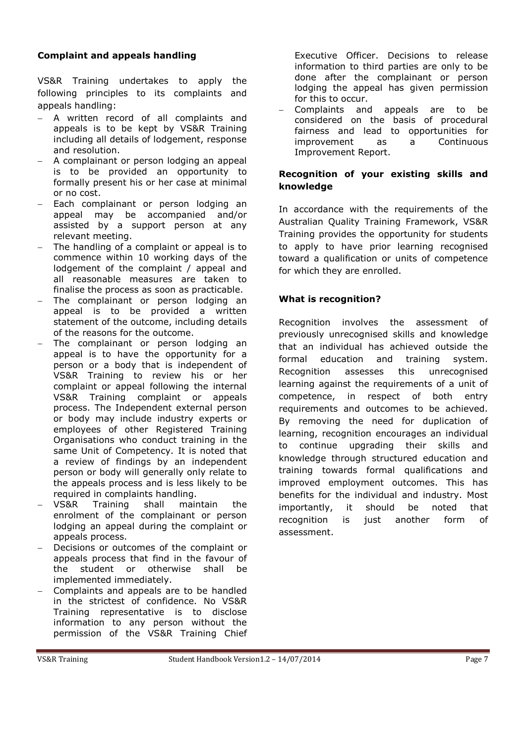### Complaint and appeals handling

VS&R Training undertakes to apply the following principles to its complaints and appeals handling:

- A written record of all complaints and appeals is to be kept by VS&R Training including all details of lodgement, response and resolution.
- A complainant or person lodging an appeal is to be provided an opportunity to formally present his or her case at minimal or no cost.
- Each complainant or person lodging an appeal may be accompanied and/or assisted by a support person at any relevant meeting.
- The handling of a complaint or appeal is to commence within 10 working days of the lodgement of the complaint / appeal and all reasonable measures are taken to finalise the process as soon as practicable.
- The complainant or person lodging an appeal is to be provided a written statement of the outcome, including details of the reasons for the outcome.
- The complainant or person lodging an appeal is to have the opportunity for a person or a body that is independent of VS&R Training to review his or her complaint or appeal following the internal VS&R Training complaint or appeals process. The Independent external person or body may include industry experts or employees of other Registered Training Organisations who conduct training in the same Unit of Competency. It is noted that a review of findings by an independent person or body will generally only relate to the appeals process and is less likely to be required in complaints handling.
- VS&R Training shall maintain the enrolment of the complainant or person lodging an appeal during the complaint or appeals process.
- Decisions or outcomes of the complaint or appeals process that find in the favour of the student or otherwise shall be implemented immediately.
- Complaints and appeals are to be handled in the strictest of confidence. No VS&R Training representative is to disclose information to any person without the permission of the VS&R Training Chief Executive Officer. Decisions to release information to third parties are only to be done after the complainant or person lodging the appeal has given permission for this to occur.
- Complaints and appeals are to be considered on the basis of procedural fairness and lead to opportunities for improvement as a Continuous Improvement Report.

### Recognition of your existing skills and knowledge

In accordance with the requirements of the Australian Quality Training Framework, VS&R Training provides the opportunity for students to apply to have prior learning recognised toward a qualification or units of competence for which they are enrolled.

### What is recognition?

Recognition involves the assessment of previously unrecognised skills and knowledge that an individual has achieved outside the formal education and training system. Recognition assesses this unrecognised learning against the requirements of a unit of competence, in respect of both entry requirements and outcomes to be achieved. By removing the need for duplication of learning, recognition encourages an individual to continue upgrading their skills and knowledge through structured education and training towards formal qualifications and improved employment outcomes. This has benefits for the individual and industry. Most importantly, it should be noted that recognition is just another form of assessment.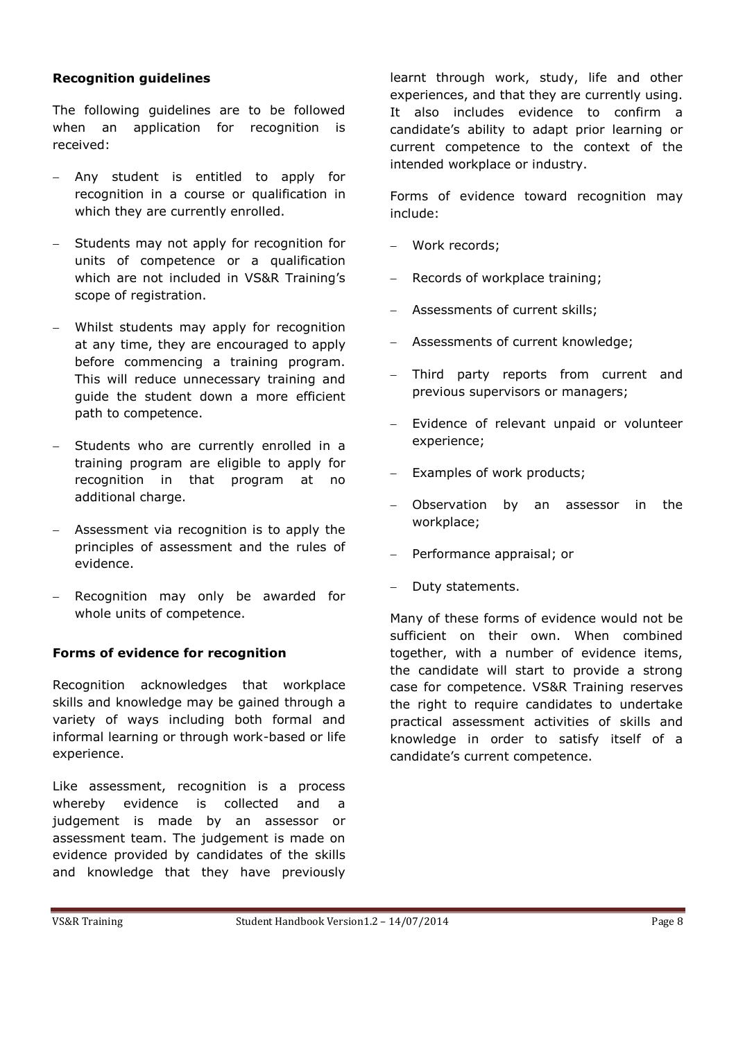### Recognition guidelines

The following guidelines are to be followed when an application for recognition is received:

- Any student is entitled to apply for recognition in a course or qualification in which they are currently enrolled.
- Students may not apply for recognition for units of competence or a qualification which are not included in VS&R Training's scope of registration.
- Whilst students may apply for recognition at any time, they are encouraged to apply before commencing a training program. This will reduce unnecessary training and guide the student down a more efficient path to competence.
- Students who are currently enrolled in a training program are eligible to apply for recognition in that program at no additional charge.
- Assessment via recognition is to apply the principles of assessment and the rules of evidence.
- Recognition may only be awarded for whole units of competence.

### Forms of evidence for recognition

Recognition acknowledges that workplace skills and knowledge may be gained through a variety of ways including both formal and informal learning or through work-based or life experience.

Like assessment, recognition is a process whereby evidence is collected and a judgement is made by an assessor or assessment team. The judgement is made on evidence provided by candidates of the skills and knowledge that they have previously learnt through work, study, life and other experiences, and that they are currently using. It also includes evidence to confirm a candidate's ability to adapt prior learning or current competence to the context of the intended workplace or industry.

Forms of evidence toward recognition may include:

- Work records;
- Records of workplace training;
- Assessments of current skills;
- Assessments of current knowledge;
- Third party reports from current and previous supervisors or managers;
- Evidence of relevant unpaid or volunteer experience;
- Examples of work products;
- Observation by an assessor in the workplace;
- Performance appraisal; or
- Duty statements.

Many of these forms of evidence would not be sufficient on their own. When combined together, with a number of evidence items, the candidate will start to provide a strong case for competence. VS&R Training reserves the right to require candidates to undertake practical assessment activities of skills and knowledge in order to satisfy itself of a candidate's current competence.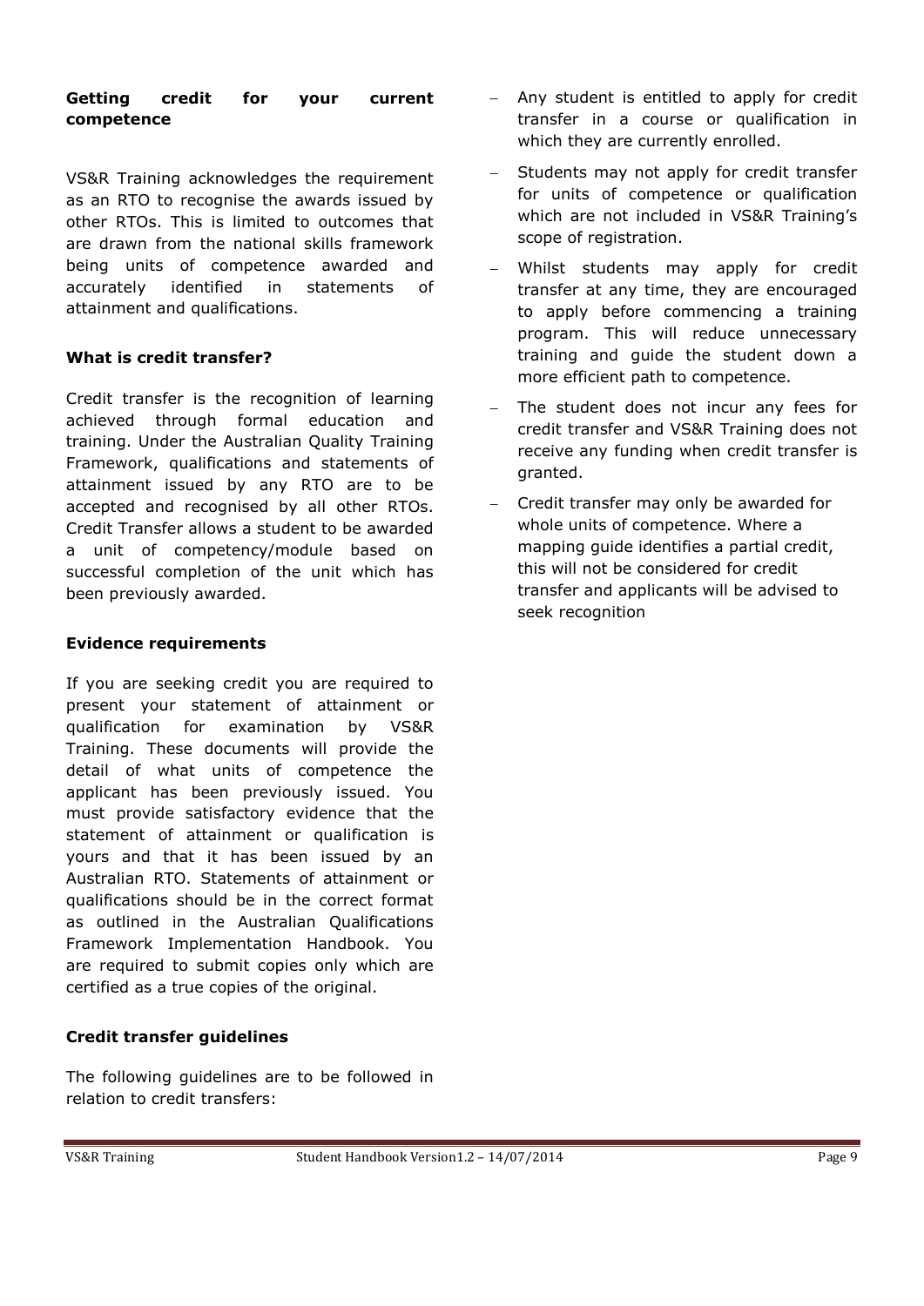### Getting credit for your current competence

VS&R Training acknowledges the requirement as an RTO to recognise the awards issued by other RTOs. This is limited to outcomes that are drawn from the national skills framework being units of competence awarded and accurately identified in statements of attainment and qualifications.

### What is credit transfer?

Credit transfer is the recognition of learning achieved through formal education and training. Under the Australian Quality Training Framework, qualifications and statements of attainment issued by any RTO are to be accepted and recognised by all other RTOs. Credit Transfer allows a student to be awarded a unit of competency/module based on successful completion of the unit which has been previously awarded.

### Evidence requirements

If you are seeking credit you are required to present your statement of attainment or qualification for examination by VS&R Training. These documents will provide the detail of what units of competence the applicant has been previously issued. You must provide satisfactory evidence that the statement of attainment or qualification is yours and that it has been issued by an Australian RTO. Statements of attainment or qualifications should be in the correct format as outlined in the Australian Qualifications Framework Implementation Handbook. You are required to submit copies only which are certified as a true copies of the original.

### Credit transfer guidelines

The following guidelines are to be followed in relation to credit transfers:

- Any student is entitled to apply for credit transfer in a course or qualification in which they are currently enrolled.
- Students may not apply for credit transfer for units of competence or qualification which are not included in VS&R Training's scope of registration.
- Whilst students may apply for credit transfer at any time, they are encouraged to apply before commencing a training program. This will reduce unnecessary training and guide the student down a more efficient path to competence.
- The student does not incur any fees for credit transfer and VS&R Training does not receive any funding when credit transfer is granted.
- Credit transfer may only be awarded for whole units of competence. Where a mapping guide identifies a partial credit, this will not be considered for credit transfer and applicants will be advised to seek recognition